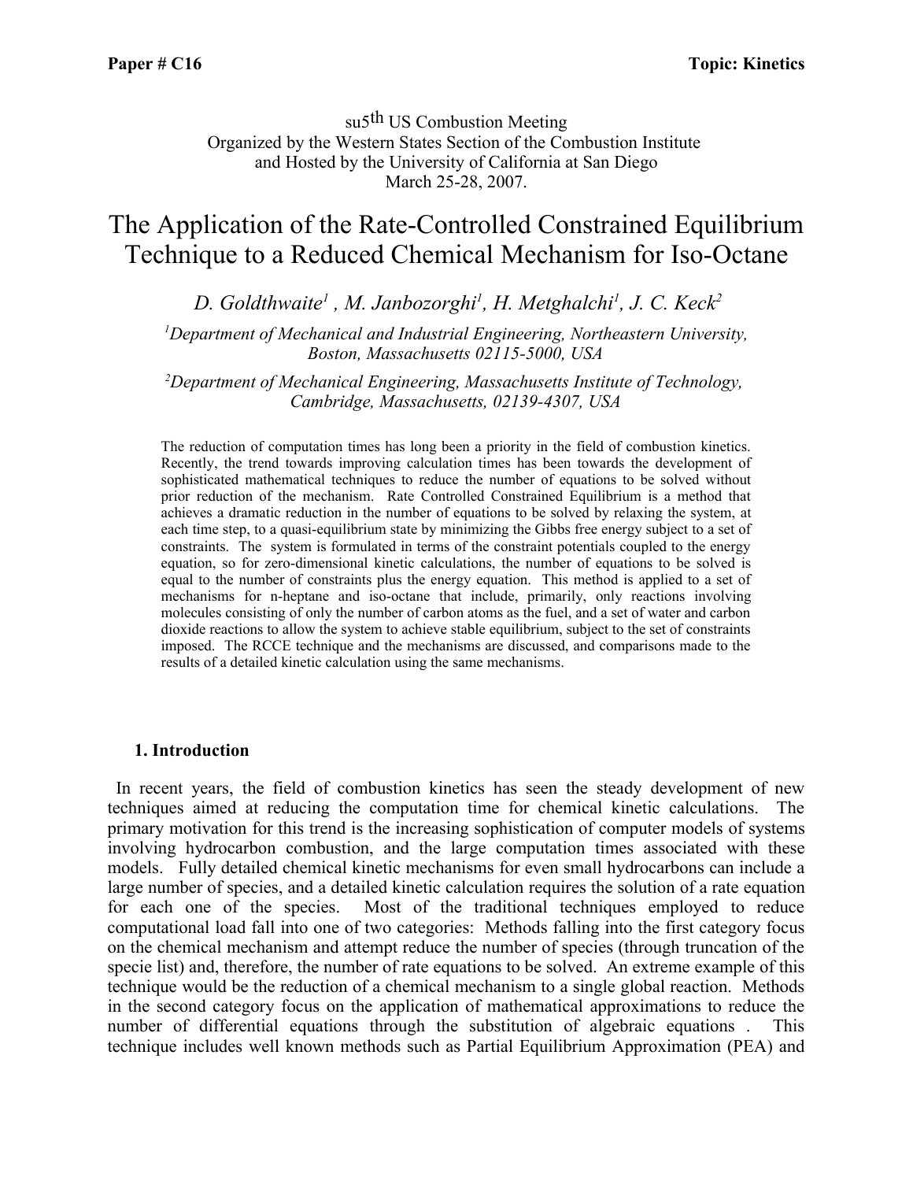su5th US Combustion Meeting
Organized by the Western States Section of the Combustion Institute
and Hosted by the University of California at San Diego
March 25-28, 2007.

# The Application of the Rate-Controlled Constrained Equilibrium Technique to a Reduced Chemical Mechanism for Iso-Octane

*D. Goldthwaite[1], M. Janbozorghi[1], H. Metghalchi[1], J. C. Keck[2]*

[1]*Department of Mechanical and Industrial Engineering, Northeastern University, Boston, Massachusetts 02115-5000, USA*

[2]*Department of Mechanical Engineering, Massachusetts Institute of Technology, Cambridge, Massachusetts, 02139-4307, USA*

The reduction of computation times has long been a priority in the field of combustion kinetics. Recently, the trend towards improving calculation times has been towards the development of sophisticated mathematical techniques to reduce the number of equations to be solved without prior reduction of the mechanism. Rate Controlled Constrained Equilibrium is a method that achieves a dramatic reduction in the number of equations to be solved by relaxing the system, at each time step, to a quasi-equilibrium state by minimizing the Gibbs free energy subject to a set of constraints. The system is formulated in terms of the constraint potentials coupled to the energy equation, so for zero-dimensional kinetic calculations, the number of equations to be solved is equal to the number of constraints plus the energy equation. This method is applied to a set of mechanisms for n-heptane and iso-octane that include, primarily, only reactions involving molecules consisting of only the number of carbon atoms as the fuel, and a set of water and carbon dioxide reactions to allow the system to achieve stable equilibrium, subject to the set of constraints imposed. The RCCE technique and the mechanisms are discussed, and comparisons made to the results of a detailed kinetic calculation using the same mechanisms.

## 1. Introduction

In recent years, the field of combustion kinetics has seen the steady development of new techniques aimed at reducing the computation time for chemical kinetic calculations. The primary motivation for this trend is the increasing sophistication of computer models of systems involving hydrocarbon combustion, and the large computation times associated with these models. Fully detailed chemical kinetic mechanisms for even small hydrocarbons can include a large number of species, and a detailed kinetic calculation requires the solution of a rate equation for each one of the species. Most of the traditional techniques employed to reduce computational load fall into one of two categories: Methods falling into the first category focus on the chemical mechanism and attempt reduce the number of species (through truncation of the specie list) and, therefore, the number of rate equations to be solved. An extreme example of this technique would be the reduction of a chemical mechanism to a single global reaction. Methods in the second category focus on the application of mathematical approximations to reduce the number of differential equations through the substitution of algebraic equations . This technique includes well known methods such as Partial Equilibrium Approximation (PEA) and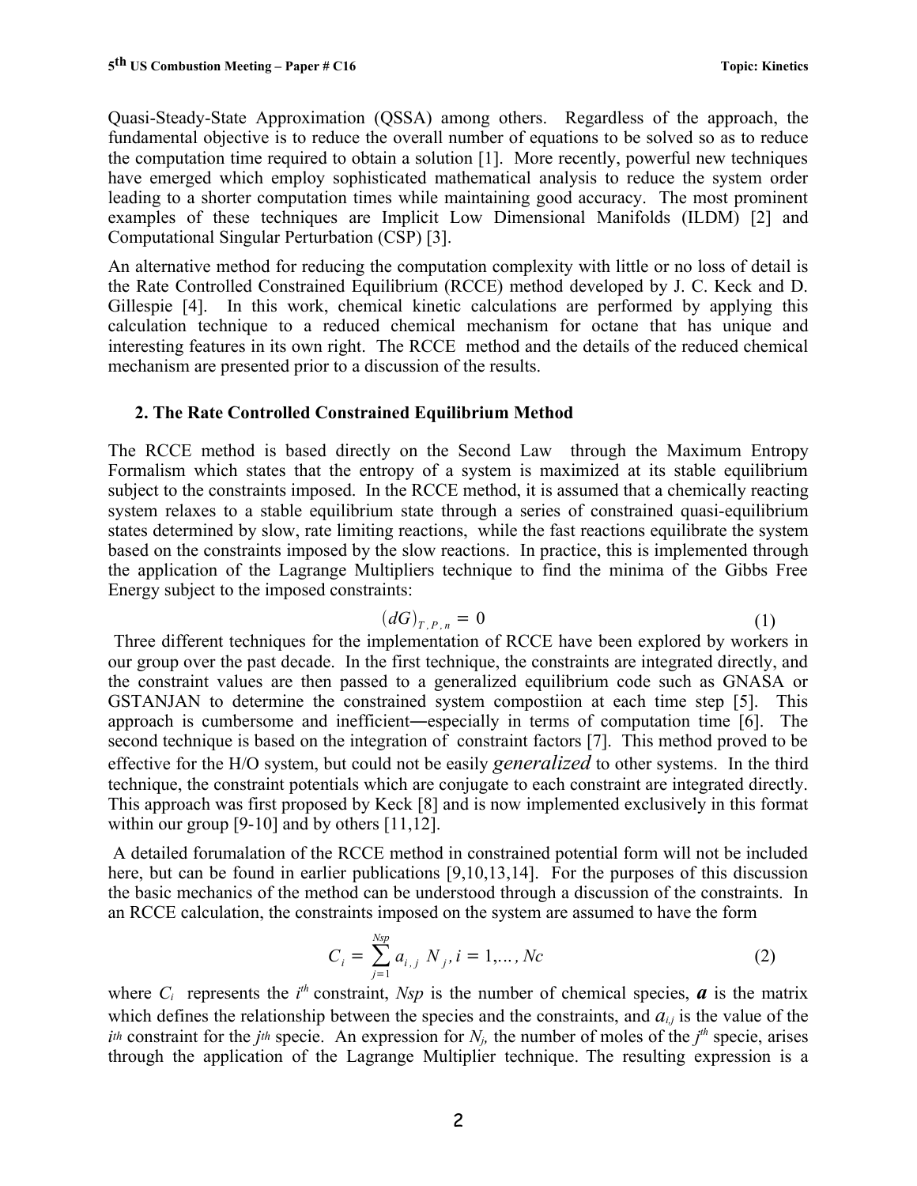Quasi-Steady-State Approximation (QSSA) among others. Regardless of the approach, the fundamental objective is to reduce the overall number of equations to be solved so as to reduce the computation time required to obtain a solution [1]. More recently, powerful new techniques have emerged which employ sophisticated mathematical analysis to reduce the system order leading to a shorter computation times while maintaining good accuracy. The most prominent examples of these techniques are Implicit Low Dimensional Manifolds (ILDM) [2] and Computational Singular Perturbation (CSP) [3].

An alternative method for reducing the computation complexity with little or no loss of detail is the Rate Controlled Constrained Equilibrium (RCCE) method developed by J. C. Keck and D. Gillespie [4]. In this work, chemical kinetic calculations are performed by applying this calculation technique to a reduced chemical mechanism for octane that has unique and interesting features in its own right. The RCCE method and the details of the reduced chemical mechanism are presented prior to a discussion of the results.

## 2. The Rate Controlled Constrained Equilibrium Method

The RCCE method is based directly on the Second Law through the Maximum Entropy Formalism which states that the entropy of a system is maximized at its stable equilibrium subject to the constraints imposed. In the RCCE method, it is assumed that a chemically reacting system relaxes to a stable equilibrium state through a series of constrained quasi-equilibrium states determined by slow, rate limiting reactions, while the fast reactions equilibrate the system based on the constraints imposed by the slow reactions. In practice, this is implemented through the application of the Lagrange Multipliers technique to find the minima of the Gibbs Free Energy subject to the imposed constraints:

$$(dG)_{T,P,n} = 0 \tag{1}$$

Three different techniques for the implementation of RCCE have been explored by workers in our group over the past decade. In the first technique, the constraints are integrated directly, and the constraint values are then passed to a generalized equilibrium code such as GNASA or GSTANJAN to determine the constrained system compostiion at each time step [5]. This approach is cumbersome and inefficient—especially in terms of computation time [6]. The second technique is based on the integration of constraint factors [7]. This method proved to be effective for the H/O system, but could not be easily *generalized* to other systems. In the third technique, the constraint potentials which are conjugate to each constraint are integrated directly. This approach was first proposed by Keck [8] and is now implemented exclusively in this format within our group [9-10] and by others [11,12].

A detailed forumalation of the RCCE method in constrained potential form will not be included here, but can be found in earlier publications [9,10,13,14]. For the purposes of this discussion the basic mechanics of the method can be understood through a discussion of the constraints. In an RCCE calculation, the constraints imposed on the system are assumed to have the form

$$C_i = \sum_{j=1}^{Nsp} a_{i,j} N_j, i = 1,\dots, Nc \tag{2}$$

where $C_i$ represents the $i^{th}$ constraint, $Nsp$ is the number of chemical species, $\boldsymbol{a}$ is the matrix which defines the relationship between the species and the constraints, and $a_{i,j}$ is the value of the $i^{th}$ constraint for the $j^{th}$ specie. An expression for $N_j$, the number of moles of the $j^{th}$ specie, arises through the application of the Lagrange Multiplier technique. The resulting expression is a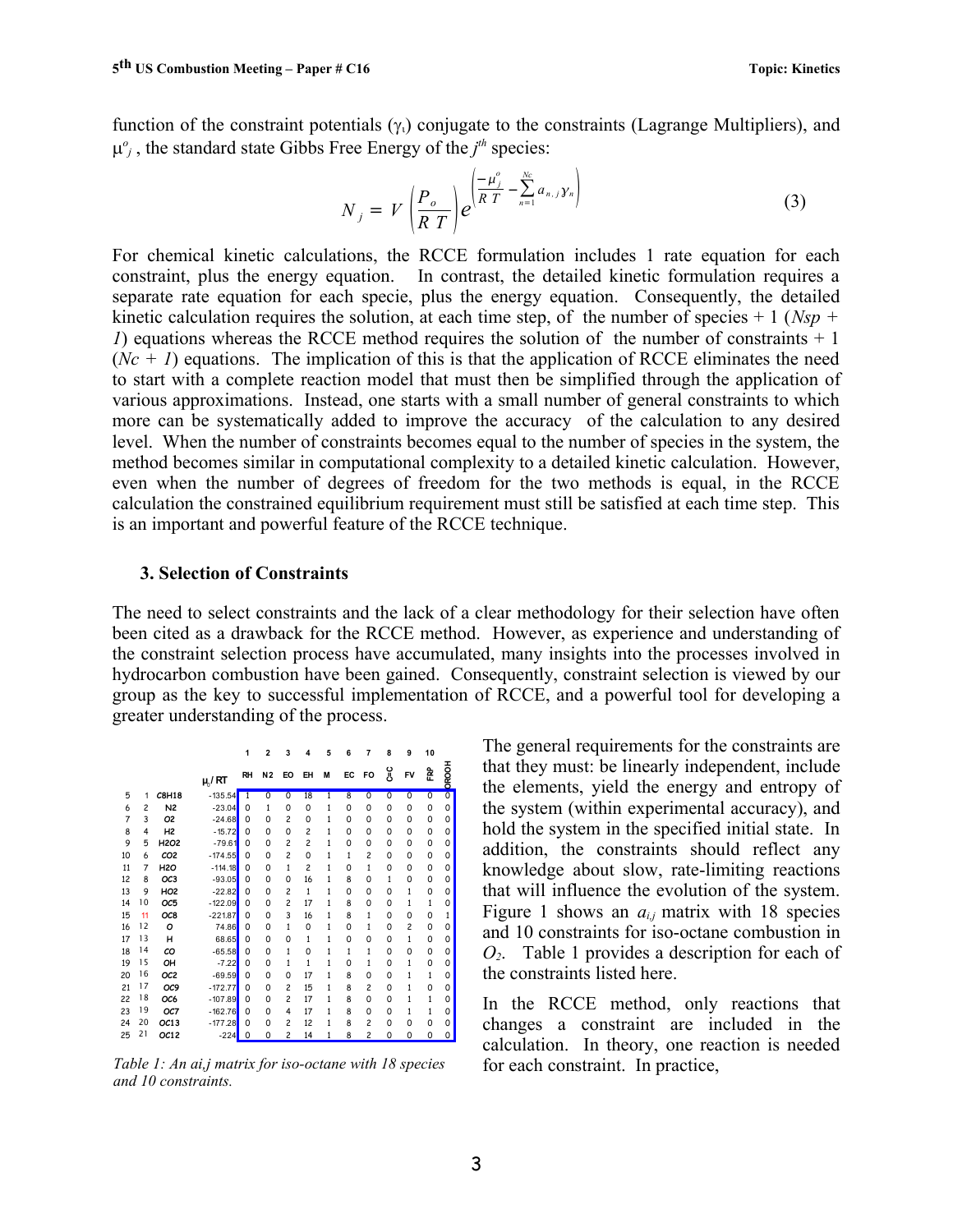function of the constraint potentials ($\gamma_i$) conjugate to the constraints (Lagrange Multipliers), and $\mu^o_j$ , the standard state Gibbs Free Energy of the $j^{th}$ species:

$$N_j = V\left(\frac{P_o}{RT}\right)e^{\left(\frac{-\mu^o_j}{RT} - \sum_{n=1}^{Nc} a_{n,j}\gamma_n\right)} \tag{3}$$

For chemical kinetic calculations, the RCCE formulation includes 1 rate equation for each constraint, plus the energy equation. In contrast, the detailed kinetic formulation requires a separate rate equation for each specie, plus the energy equation. Consequently, the detailed kinetic calculation requires the solution, at each time step, of the number of species + 1 (*Nsp + 1*) equations whereas the RCCE method requires the solution of the number of constraints + 1 (*Nc + 1*) equations. The implication of this is that the application of RCCE eliminates the need to start with a complete reaction model that must then be simplified through the application of various approximations. Instead, one starts with a small number of general constraints to which more can be systematically added to improve the accuracy of the calculation to any desired level. When the number of constraints becomes equal to the number of species in the system, the method becomes similar in computational complexity to a detailed kinetic calculation. However, even when the number of degrees of freedom for the two methods is equal, in the RCCE calculation the constrained equilibrium requirement must still be satisfied at each time step. This is an important and powerful feature of the RCCE technique.

## 3. Selection of Constraints

The need to select constraints and the lack of a clear methodology for their selection have often been cited as a drawback for the RCCE method. However, as experience and understanding of the constraint selection process have accumulated, many insights into the processes involved in hydrocarbon combustion have been gained. Consequently, constraint selection is viewed by our group as the key to successful implementation of RCCE, and a powerful tool for developing a greater understanding of the process.

| | | | | 1 | 2 | 3 | 4 | 5 | 6 | 7 | 8 | 9 | 10 | |
|---|---|---|---|---|---|---|---|---|---|---|---|---|---|---|
| | | | $\mu_0$/ RT | RH | N2 | EO | EH | M | EC | FO | C=C | FV | FRP | OROOH |
| 5 | 1 | C8H18 | -135.54 | 1 | 0 | 0 | 18 | 1 | 8 | 0 | 0 | 0 | 0 | 0 |
| 6 | 2 | N2 | -23.04 | 0 | 1 | 0 | 0 | 1 | 0 | 0 | 0 | 0 | 0 | 0 |
| 7 | 3 | O2 | -24.68 | 0 | 0 | 2 | 0 | 1 | 0 | 0 | 0 | 0 | 0 | 0 |
| 8 | 4 | H2 | -15.72 | 0 | 0 | 0 | 2 | 1 | 0 | 0 | 0 | 0 | 0 | 0 |
| 9 | 5 | H2O2 | -79.61 | 0 | 0 | 2 | 2 | 1 | 0 | 0 | 0 | 0 | 0 | 0 |
| 10 | 6 | CO2 | -174.55 | 0 | 0 | 2 | 0 | 1 | 1 | 2 | 0 | 0 | 0 | 0 |
| 11 | 7 | H2O | -114.18 | 0 | 0 | 1 | 2 | 1 | 0 | 1 | 0 | 0 | 0 | 0 |
| 12 | 8 | OC3 | -93.05 | 0 | 0 | 0 | 16 | 1 | 8 | 0 | 1 | 0 | 0 | 0 |
| 13 | 9 | HO2 | -22.82 | 0 | 0 | 2 | 1 | 1 | 0 | 0 | 0 | 1 | 0 | 0 |
| 14 | 10 | OC5 | -122.09 | 0 | 0 | 2 | 17 | 1 | 8 | 0 | 0 | 1 | 1 | 0 |
| 15 | 11 | OC8 | -221.87 | 0 | 0 | 3 | 16 | 1 | 8 | 1 | 0 | 0 | 0 | 1 |
| 16 | 12 | O | 74.86 | 0 | 0 | 1 | 0 | 1 | 0 | 1 | 0 | 2 | 0 | 0 |
| 17 | 13 | H | 68.65 | 0 | 0 | 0 | 1 | 1 | 0 | 0 | 0 | 1 | 0 | 0 |
| 18 | 14 | CO | -65.58 | 0 | 0 | 1 | 0 | 1 | 1 | 1 | 0 | 0 | 0 | 0 |
| 19 | 15 | OH | -7.22 | 0 | 0 | 1 | 1 | 1 | 0 | 1 | 0 | 1 | 0 | 0 |
| 20 | 16 | OC2 | -69.59 | 0 | 0 | 0 | 17 | 1 | 8 | 0 | 0 | 1 | 1 | 0 |
| 21 | 17 | OC9 | -172.77 | 0 | 0 | 2 | 15 | 1 | 8 | 2 | 0 | 1 | 0 | 0 |
| 22 | 18 | OC6 | -107.89 | 0 | 0 | 2 | 17 | 1 | 8 | 0 | 0 | 1 | 1 | 0 |
| 23 | 19 | OC7 | -162.76 | 0 | 0 | 4 | 17 | 1 | 8 | 0 | 0 | 1 | 1 | 0 |
| 24 | 20 | OC13 | -177.28 | 0 | 0 | 2 | 12 | 1 | 8 | 2 | 0 | 0 | 0 | 0 |
| 25 | 21 | OC12 | -224 | 0 | 0 | 2 | 14 | 1 | 8 | 2 | 0 | 0 | 0 | 0 |

*Table 1: An ai,j matrix for iso-octane with 18 species and 10 constraints.*

The general requirements for the constraints are that they must: be linearly independent, include the elements, yield the energy and entropy of the system (within experimental accuracy), and hold the system in the specified initial state. In addition, the constraints should reflect any knowledge about slow, rate-limiting reactions that will influence the evolution of the system. Figure 1 shows an $a_{i,j}$ matrix with 18 species and 10 constraints for iso-octane combustion in $O_2$. Table 1 provides a description for each of the constraints listed here.

In the RCCE method, only reactions that changes a constraint are included in the calculation. In theory, one reaction is needed for each constraint. In practice,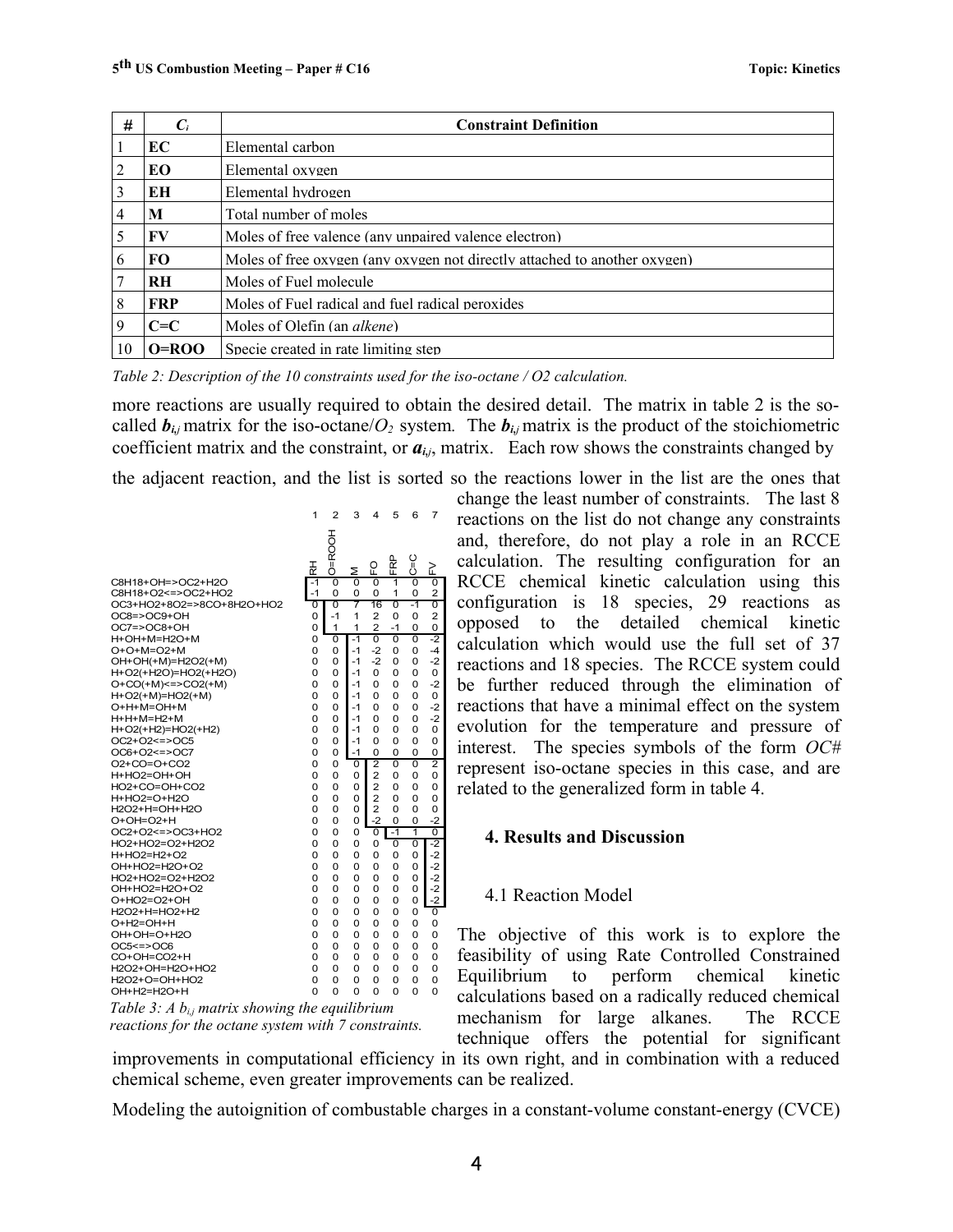| # | $C_i$ | Constraint Definition |
|---|---|---|
| 1 | **EC** | Elemental carbon |
| 2 | **EO** | Elemental oxygen |
| 3 | **EH** | Elemental hydrogen |
| 4 | **M** | Total number of moles |
| 5 | **FV** | Moles of free valence (any unpaired valence electron) |
| 6 | **FO** | Moles of free oxygen (any oxygen not directly attached to another oxygen) |
| 7 | **RH** | Moles of Fuel molecule |
| 8 | **FRP** | Moles of Fuel radical and fuel radical peroxides |
| 9 | **C=C** | Moles of Olefin (an *alkene*) |
| 10 | **O=ROO** | Specie created in rate limiting step |

*Table 2: Description of the 10 constraints used for the iso-octane / O2 calculation.*

more reactions are usually required to obtain the desired detail. The matrix in table 2 is the so-called $\boldsymbol{b}_{i,j}$ matrix for the iso-octane/$O_2$ system. The $\boldsymbol{b}_{i,j}$ matrix is the product of the stoichiometric coefficient matrix and the constraint, or $\boldsymbol{a}_{i,j}$, matrix. Each row shows the constraints changed by the adjacent reaction, and the list is sorted so the reactions lower in the list are the ones that change the least number of constraints. The last 8 reactions on the list do not change any constraints and, therefore, do not play a role in an RCCE calculation. The resulting configuration for an RCCE chemical kinetic calculation using this configuration is 18 species, 29 reactions as opposed to the detailed chemical kinetic calculation which would use the full set of 37 reactions and 18 species. The RCCE system could be further reduced through the elimination of reactions that have a minimal effect on the system evolution for the temperature and pressure of interest. The species symbols of the form *OC#* represent iso-octane species in this case, and are related to the generalized form in table 4.

| Reaction | 1 RH | 2 O=ROOH | 3 M | 4 FO | 5 FRP | 6 C=C | 7 FV |
|---|---|---|---|---|---|---|---|
| C8H18+OH=>OC2+H2O | -1 | 0 | 0 | 0 | 1 | 0 | 0 |
| C8H18+O2<=>OC2+HO2 | -1 | 0 | 0 | 0 | 1 | 0 | 2 |
| OC3+HO2+8O2=>8CO+8H2O+HO2 | 0 | 0 | 7 | 16 | 0 | -1 | 0 |
| OC8=>OC9+OH | 0 | -1 | 1 | 2 | 0 | 0 | 2 |
| OC7=>OC8+OH | 0 | 1 | 1 | 2 | -1 | 0 | 0 |
| H+OH+M=H2O+M | 0 | 0 | -1 | 0 | 0 | 0 | -2 |
| O+O+M=O2+M | 0 | 0 | -1 | -2 | 0 | 0 | -4 |
| OH+OH(+M)=H2O2(+M) | 0 | 0 | -1 | -2 | 0 | 0 | -2 |
| H+O2(+H2O)=HO2(+H2O) | 0 | 0 | -1 | 0 | 0 | 0 | 0 |
| O+CO(+M)<=>CO2(+M) | 0 | 0 | -1 | 0 | 0 | 0 | -2 |
| H+O2(+M)=HO2(+M) | 0 | 0 | -1 | 0 | 0 | 0 | 0 |
| O+H+M=OH+M | 0 | 0 | -1 | 0 | 0 | 0 | -2 |
| H+H+M=H2+M | 0 | 0 | -1 | 0 | 0 | 0 | -2 |
| H+O2(+H2)=HO2(+H2) | 0 | 0 | -1 | 0 | 0 | 0 | 0 |
| OC2+O2<=>OC5 | 0 | 0 | -1 | 0 | 0 | 0 | 0 |
| OC6+O2<=>OC7 | 0 | 0 | -1 | 0 | 0 | 0 | 0 |
| O2+CO=O+CO2 | 0 | 0 | 0 | 2 | 0 | 0 | 2 |
| H+HO2=OH+OH | 0 | 0 | 0 | 2 | 0 | 0 | 0 |
| HO2+CO=OH+CO2 | 0 | 0 | 0 | 2 | 0 | 0 | 0 |
| H+HO2=O+H2O | 0 | 0 | 0 | 2 | 0 | 0 | 0 |
| H2O2+H=OH+H2O | 0 | 0 | 0 | 2 | 0 | 0 | 0 |
| O+OH=O2+H | 0 | 0 | 0 | -2 | 0 | 0 | -2 |
| OC2+O2<=>OC3+HO2 | 0 | 0 | 0 | 0 | -1 | 1 | 0 |
| HO2+HO2=O2+H2O2 | 0 | 0 | 0 | 0 | 0 | 0 | -2 |
| H+HO2=H2+O2 | 0 | 0 | 0 | 0 | 0 | 0 | -2 |
| OH+HO2=H2O+O2 | 0 | 0 | 0 | 0 | 0 | 0 | -2 |
| HO2+HO2=O2+H2O2 | 0 | 0 | 0 | 0 | 0 | 0 | -2 |
| OH+HO2=H2O+O2 | 0 | 0 | 0 | 0 | 0 | 0 | -2 |
| O+HO2=O2+OH | 0 | 0 | 0 | 0 | 0 | 0 | -2 |
| H2O2+H=HO2+H2 | 0 | 0 | 0 | 0 | 0 | 0 | 0 |
| O+H2=OH+H | 0 | 0 | 0 | 0 | 0 | 0 | 0 |
| OH+OH=O+H2O | 0 | 0 | 0 | 0 | 0 | 0 | 0 |
| OC5<=>OC6 | 0 | 0 | 0 | 0 | 0 | 0 | 0 |
| CO+OH=CO2+H | 0 | 0 | 0 | 0 | 0 | 0 | 0 |
| H2O2+OH=H2O+HO2 | 0 | 0 | 0 | 0 | 0 | 0 | 0 |
| H2O2+O=OH+HO2 | 0 | 0 | 0 | 0 | 0 | 0 | 0 |
| OH+H2=H2O+H | 0 | 0 | 0 | 0 | 0 | 0 | 0 |

*Table 3: A $b_{i,j}$ matrix showing the equilibrium reactions for the octane system with 7 constraints.*

## 4. Results and Discussion

### 4.1 Reaction Model

The objective of this work is to explore the feasibility of using Rate Controlled Constrained Equilibrium to perform chemical kinetic calculations based on a radically reduced chemical mechanism for large alkanes. The RCCE technique offers the potential for significant improvements in computational efficiency in its own right, and in combination with a reduced chemical scheme, even greater improvements can be realized.

Modeling the autoignition of combustable charges in a constant-volume constant-energy (CVCE)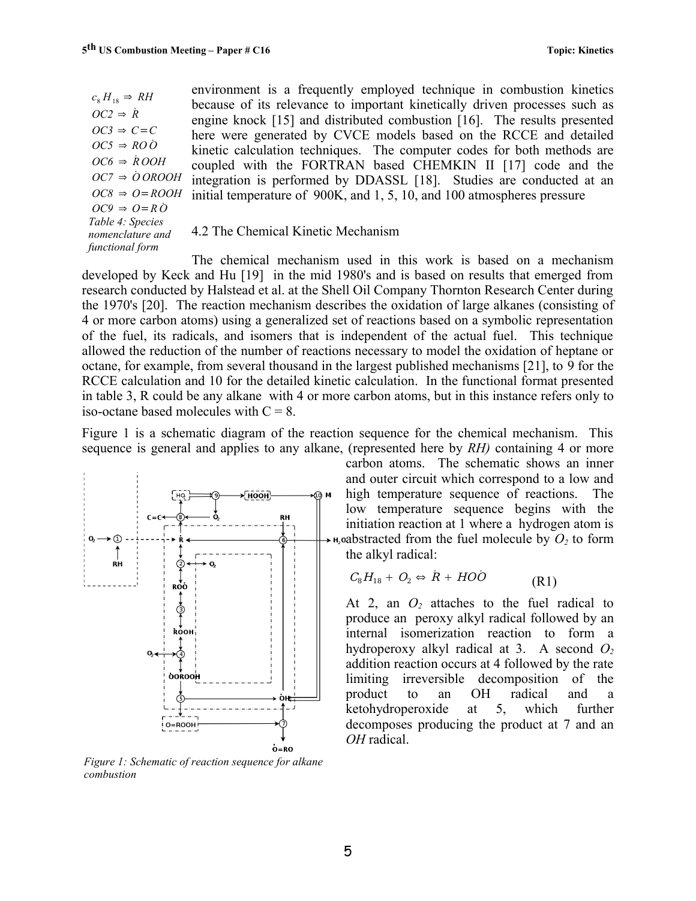| | |
|---|---|
| $c_8H_{18}$ | $\Rightarrow RH$ |
| $OC2$ | $\Rightarrow \dot{R}$ |
| $OC3$ | $\Rightarrow C=C$ |
| $OC5$ | $\Rightarrow RO\dot{O}$ |
| $OC6$ | $\Rightarrow \dot{R}OOH$ |
| $OC7$ | $\Rightarrow \dot{O}OROOH$ |
| $OC8$ | $\Rightarrow O=ROOH$ |
| $OC9$ | $\Rightarrow O=R\dot{O}$ |

*Table 4: Species nomenclature and functional form*

environment is a frequently employed technique in combustion kinetics because of its relevance to important kinetically driven processes such as engine knock [15] and distributed combustion [16]. The results presented here were generated by CVCE models based on the RCCE and detailed kinetic calculation techniques. The computer codes for both methods are coupled with the FORTRAN based CHEMKIN II [17] code and the integration is performed by DDASSL [18]. Studies are conducted at an initial temperature of 900K, and 1, 5, 10, and 100 atmospheres pressure

## 4.2 The Chemical Kinetic Mechanism

The chemical mechanism used in this work is based on a mechanism developed by Keck and Hu [19] in the mid 1980's and is based on results that emerged from research conducted by Halstead et al. at the Shell Oil Company Thornton Research Center during the 1970's [20]. The reaction mechanism describes the oxidation of large alkanes (consisting of 4 or more carbon atoms) using a generalized set of reactions based on a symbolic representation of the fuel, its radicals, and isomers that is independent of the actual fuel. This technique allowed the reduction of the number of reactions necessary to model the oxidation of heptane or octane, for example, from several thousand in the largest published mechanisms [21], to 9 for the RCCE calculation and 10 for the detailed kinetic calculation. In the functional format presented in table 3, R could be any alkane with 4 or more carbon atoms, but in this instance refers only to iso-octane based molecules with C = 8.

Figure 1 is a schematic diagram of the reaction sequence for the chemical mechanism. This sequence is general and applies to any alkane, (represented here by *RH)* containing 4 or more carbon atoms. The schematic shows an inner and outer circuit which correspond to a low and high temperature sequence of reactions. The low temperature sequence begins with the initiation reaction at 1 where a hydrogen atom is abstracted from the fuel molecule by $O_2$ to form the alkyl radical:

$$C_8H_{18} + O_2 \Leftrightarrow \dot{R} + HO\dot{O} \qquad \text{(R1)}$$

At 2, an $O_2$ attaches to the fuel radical to produce an peroxy alkyl radical followed by an internal isomerization reaction to form a hydroperoxy alkyl radical at 3. A second $O_2$ addition reaction occurs at 4 followed by the rate limiting irreversible decomposition of the product to an OH radical and a ketohydroperoxide at 5, which further decomposes producing the product at 7 and an *OH* radical.

*Figure 1: Schematic of reaction sequence for alkane combustion*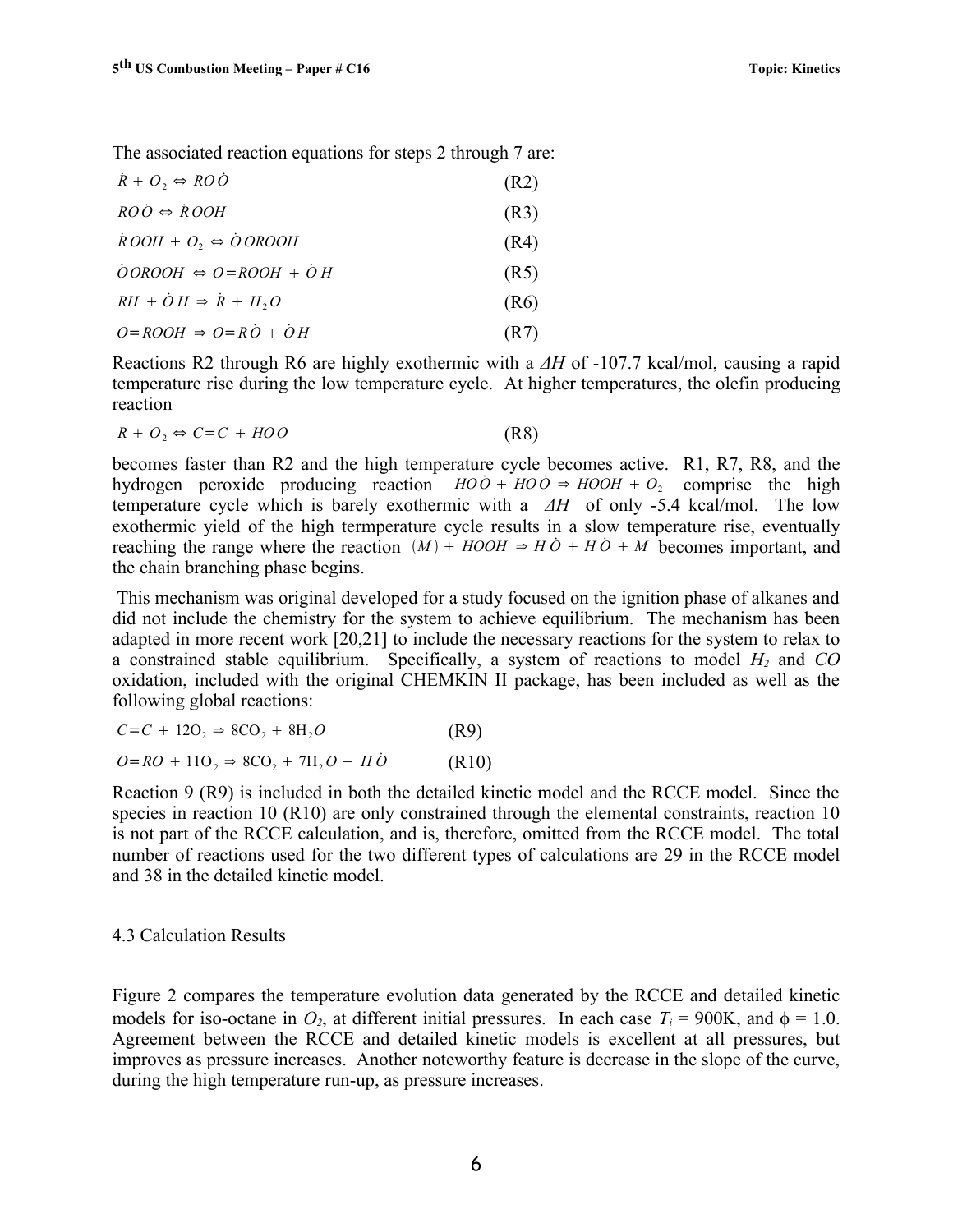The associated reaction equations for steps 2 through 7 are:

$$\dot{R} + O_2 \Leftrightarrow RO\dot{O} \quad \text{(R2)}$$

$$RO\dot{O} \Leftrightarrow \dot{R}OOH \quad \text{(R3)}$$

$$\dot{R}OOH + O_2 \Leftrightarrow \dot{O}OROOH \quad \text{(R4)}$$

$$\dot{O}OROOH \Leftrightarrow O{=}ROOH + \dot{O}H \quad \text{(R5)}$$

$$RH + \dot{O}H \Rightarrow \dot{R} + H_2O \quad \text{(R6)}$$

$$O{=}ROOH \Rightarrow O{=}R\dot{O} + \dot{O}H \quad \text{(R7)}$$

Reactions R2 through R6 are highly exothermic with a $\Delta H$ of -107.7 kcal/mol, causing a rapid temperature rise during the low temperature cycle. At higher temperatures, the olefin producing reaction

$$\dot{R} + O_2 \Leftrightarrow C{=}C + HO\dot{O} \quad \text{(R8)}$$

becomes faster than R2 and the high temperature cycle becomes active. R1, R7, R8, and the hydrogen peroxide producing reaction $HO\dot{O} + HO\dot{O} \Rightarrow HOOH + O_2$ comprise the high temperature cycle which is barely exothermic with a $\Delta H$ of only -5.4 kcal/mol. The low exothermic yield of the high termperature cycle results in a slow temperature rise, eventually reaching the range where the reaction $(M) + HOOH \Rightarrow H\dot{O} + H\dot{O} + M$ becomes important, and the chain branching phase begins.

This mechanism was original developed for a study focused on the ignition phase of alkanes and did not include the chemistry for the system to achieve equilibrium. The mechanism has been adapted in more recent work [20,21] to include the necessary reactions for the system to relax to a constrained stable equilibrium. Specifically, a system of reactions to model $H_2$ and $CO$ oxidation, included with the original CHEMKIN II package, has been included as well as the following global reactions:

$$C{=}C + 12O_2 \Rightarrow 8CO_2 + 8H_2O \quad \text{(R9)}$$

$$O{=}RO + 11O_2 \Rightarrow 8CO_2 + 7H_2O + H\dot{O} \quad \text{(R10)}$$

Reaction 9 (R9) is included in both the detailed kinetic model and the RCCE model. Since the species in reaction 10 (R10) are only constrained through the elemental constraints, reaction 10 is not part of the RCCE calculation, and is, therefore, omitted from the RCCE model. The total number of reactions used for the two different types of calculations are 29 in the RCCE model and 38 in the detailed kinetic model.

### 4.3 Calculation Results

Figure 2 compares the temperature evolution data generated by the RCCE and detailed kinetic models for iso-octane in $O_2$, at different initial pressures. In each case $T_i$ = 900K, and $\phi$ = 1.0. Agreement between the RCCE and detailed kinetic models is excellent at all pressures, but improves as pressure increases. Another noteworthy feature is decrease in the slope of the curve, during the high temperature run-up, as pressure increases.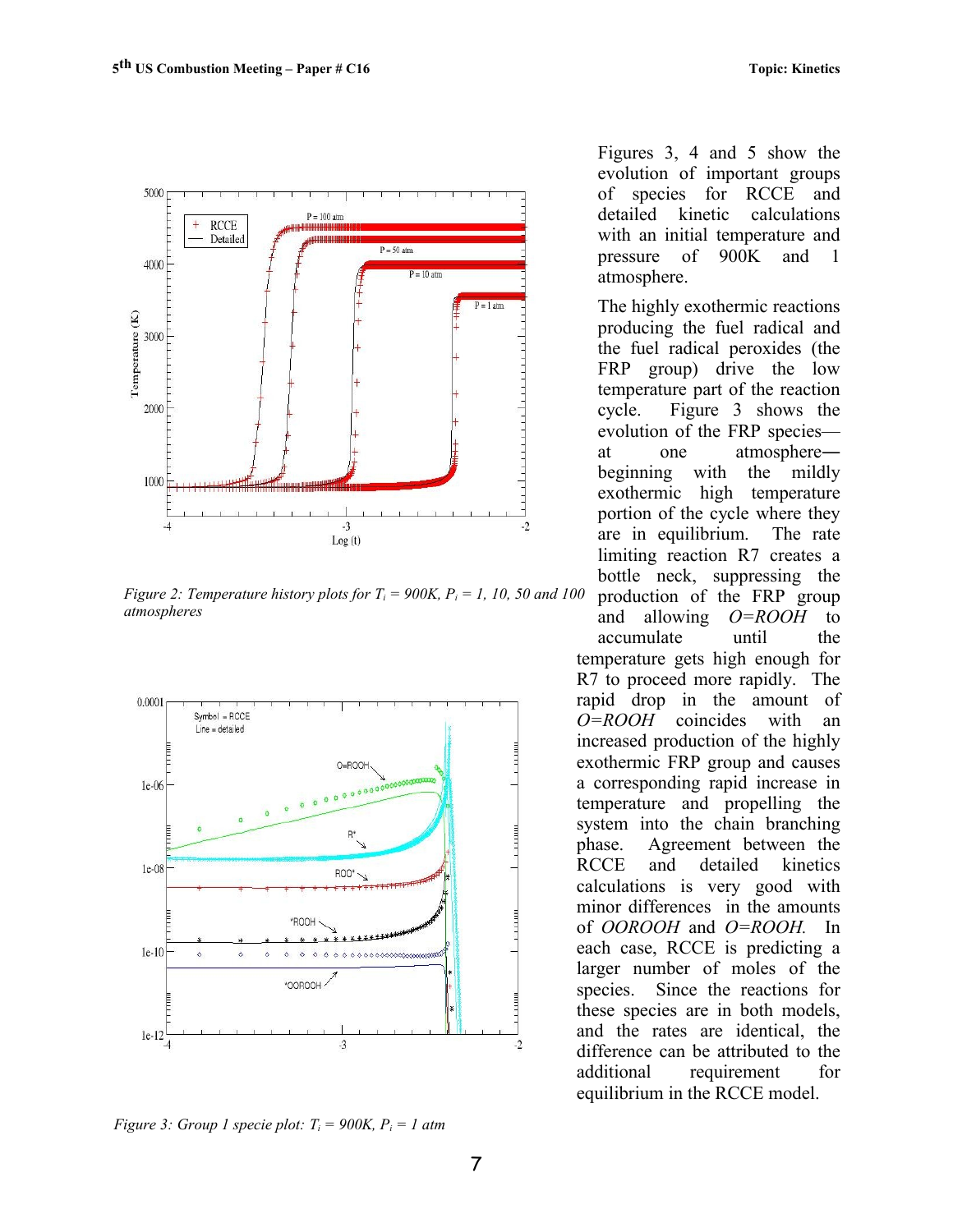Figure 2: Temperature history plots for $T_i$ = 900K, $P_i$ = 1, 10, 50 and 100 atmospheres

Figure 3: Group 1 specie plot: $T_i$ = 900K, $P_i$ = 1 atm

Figures 3, 4 and 5 show the evolution of important groups of species for RCCE and detailed kinetic calculations with an initial temperature and pressure of 900K and 1 atmosphere.

The highly exothermic reactions producing the fuel radical and the fuel radical peroxides (the FRP group) drive the low temperature part of the reaction cycle. Figure 3 shows the evolution of the FRP species—at one atmosphere—beginning with the mildly exothermic high temperature portion of the cycle where they are in equilibrium. The rate limiting reaction R7 creates a bottle neck, suppressing the production of the FRP group and allowing *O=ROOH* to accumulate until the temperature gets high enough for R7 to proceed more rapidly. The rapid drop in the amount of *O=ROOH* coincides with an increased production of the highly exothermic FRP group and causes a corresponding rapid increase in temperature and propelling the system into the chain branching phase. Agreement between the RCCE and detailed kinetics calculations is very good with minor differences in the amounts of *OOROOH* and *O=ROOH.* In each case, RCCE is predicting a larger number of moles of the species. Since the reactions for these species are in both models, and the rates are identical, the difference can be attributed to the additional requirement for equilibrium in the RCCE model.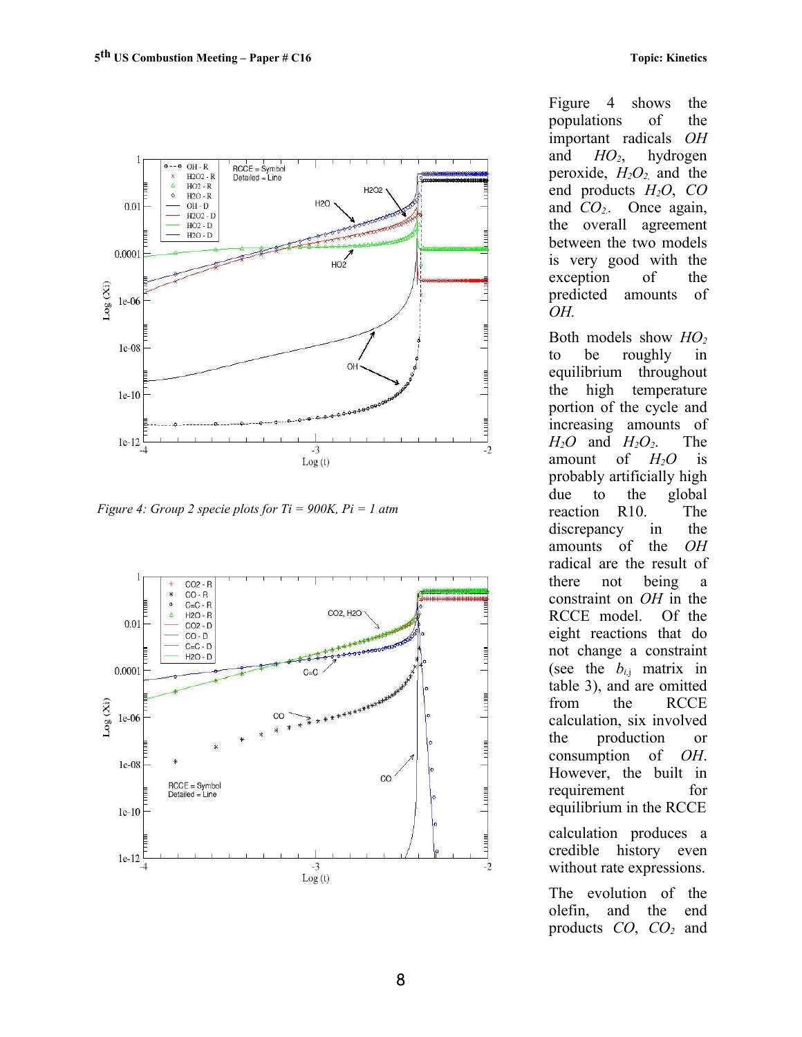Figure 4: Group 2 specie plots for Ti = 900K, Pi = 1 atm

Figure 4 shows the populations of the important radicals $OH$ and $HO_2$, hydrogen peroxide, $H_2O_2$, and the end products $H_2O$, $CO$ and $CO_2$. Once again, the overall agreement between the two models is very good with the exception of the predicted amounts of $OH$.

Both models show $HO_2$ to be roughly in equilibrium throughout the high temperature portion of the cycle and increasing amounts of $H_2O$ and $H_2O_2$. The amount of $H_2O$ is probably artificially high due to the global reaction R10. The discrepancy in the amounts of the $OH$ radical are the result of there not being a constraint on $OH$ in the RCCE model. Of the eight reactions that do not change a constraint (see the $b_{i,j}$ matrix in table 3), and are omitted from the RCCE calculation, six involved the production or consumption of $OH$. However, the built in requirement for equilibrium in the RCCE calculation produces a credible history even without rate expressions.

The evolution of the olefin, and the end products $CO$, $CO_2$ and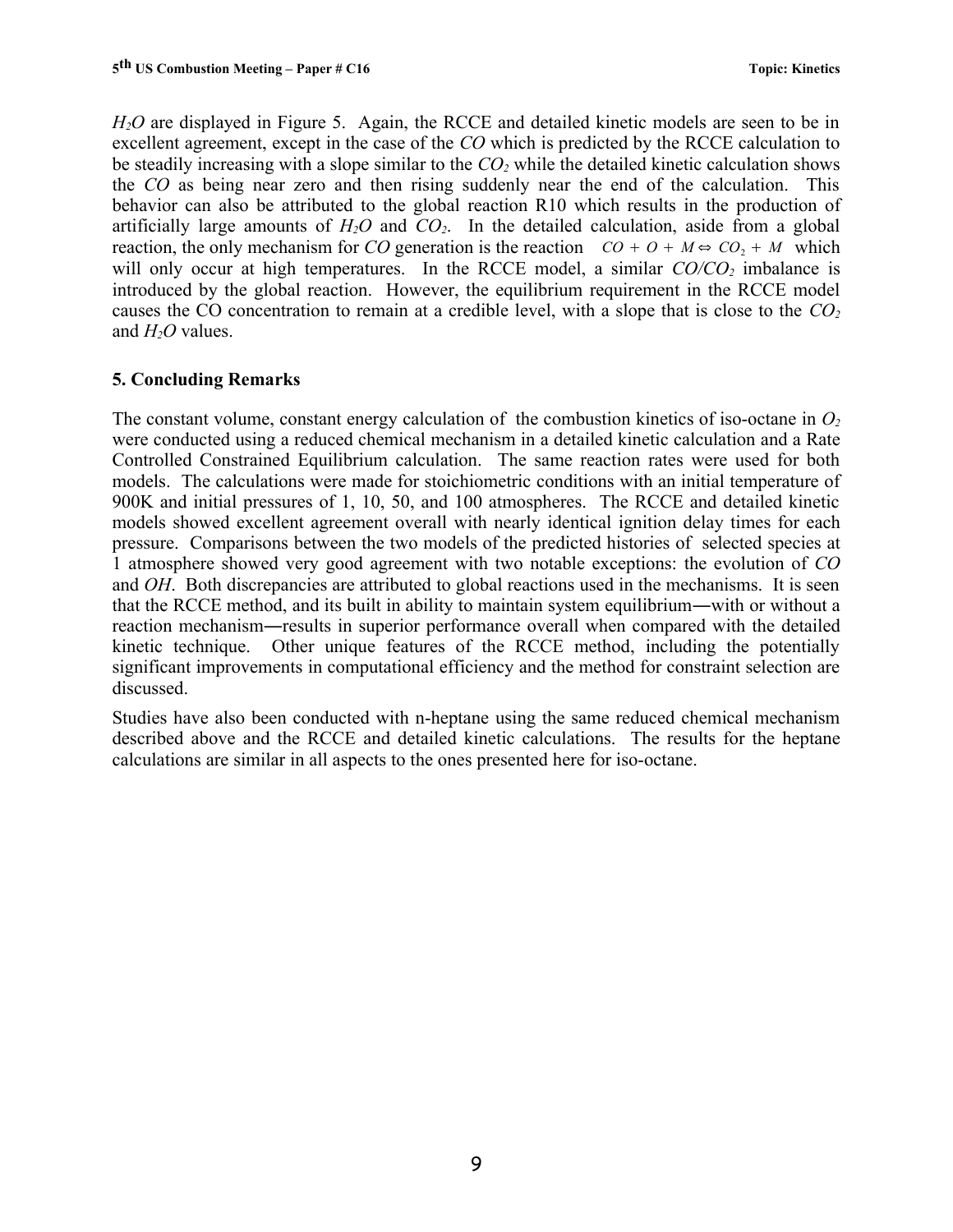$H_2O$ are displayed in Figure 5. Again, the RCCE and detailed kinetic models are seen to be in excellent agreement, except in the case of the $CO$ which is predicted by the RCCE calculation to be steadily increasing with a slope similar to the $CO_2$ while the detailed kinetic calculation shows the $CO$ as being near zero and then rising suddenly near the end of the calculation. This behavior can also be attributed to the global reaction R10 which results in the production of artificially large amounts of $H_2O$ and $CO_2$. In the detailed calculation, aside from a global reaction, the only mechanism for $CO$ generation is the reaction $CO + O + M \Leftrightarrow CO_2 + M$ which will only occur at high temperatures. In the RCCE model, a similar $CO/CO_2$ imbalance is introduced by the global reaction. However, the equilibrium requirement in the RCCE model causes the CO concentration to remain at a credible level, with a slope that is close to the $CO_2$ and $H_2O$ values.

## 5. Concluding Remarks

The constant volume, constant energy calculation of the combustion kinetics of iso-octane in $O_2$ were conducted using a reduced chemical mechanism in a detailed kinetic calculation and a Rate Controlled Constrained Equilibrium calculation. The same reaction rates were used for both models. The calculations were made for stoichiometric conditions with an initial temperature of 900K and initial pressures of 1, 10, 50, and 100 atmospheres. The RCCE and detailed kinetic models showed excellent agreement overall with nearly identical ignition delay times for each pressure. Comparisons between the two models of the predicted histories of selected species at 1 atmosphere showed very good agreement with two notable exceptions: the evolution of $CO$ and $OH$. Both discrepancies are attributed to global reactions used in the mechanisms. It is seen that the RCCE method, and its built in ability to maintain system equilibrium―with or without a reaction mechanism―results in superior performance overall when compared with the detailed kinetic technique. Other unique features of the RCCE method, including the potentially significant improvements in computational efficiency and the method for constraint selection are discussed.

Studies have also been conducted with n-heptane using the same reduced chemical mechanism described above and the RCCE and detailed kinetic calculations. The results for the heptane calculations are similar in all aspects to the ones presented here for iso-octane.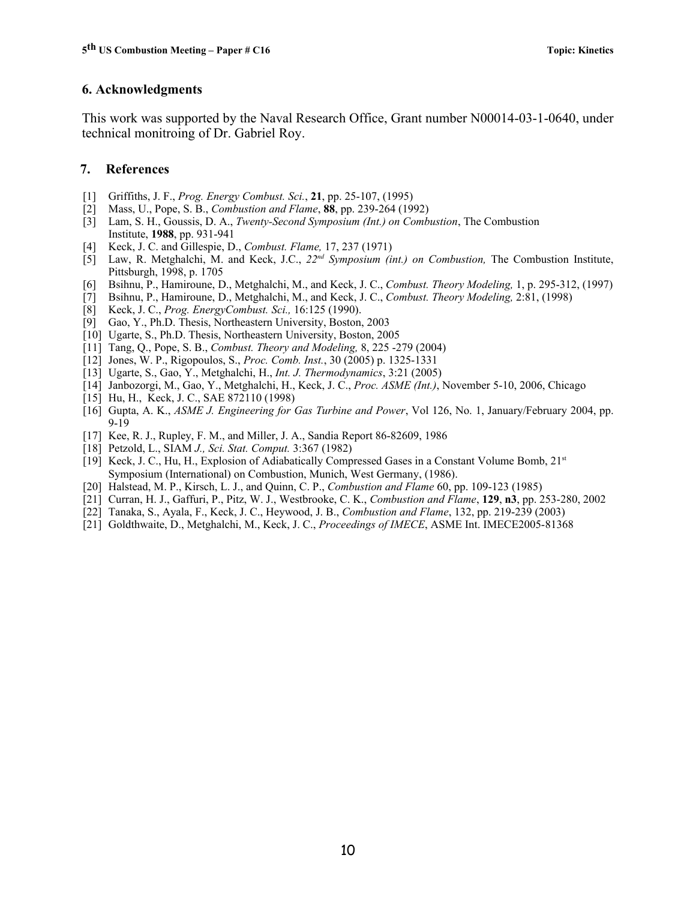## 6. Acknowledgments

This work was supported by the Naval Research Office, Grant number N00014-03-1-0640, under technical monitroing of Dr. Gabriel Roy.

## 7. References

[1] Griffiths, J. F., *Prog. Energy Combust. Sci.*, **21**, pp. 25-107, (1995)
[2] Mass, U., Pope, S. B., *Combustion and Flame*, **88**, pp. 239-264 (1992)
[3] Lam, S. H., Goussis, D. A., *Twenty-Second Symposium (Int.) on Combustion*, The Combustion Institute, **1988**, pp. 931-941
[4] Keck, J. C. and Gillespie, D., *Combust. Flame,* 17, 237 (1971)
[5] Law, R. Metghalchi, M. and Keck, J.C., *22nd Symposium (int.) on Combustion,* The Combustion Institute, Pittsburgh, 1998, p. 1705
[6] Bsihnu, P., Hamiroune, D., Metghalchi, M., and Keck, J. C., *Combust. Theory Modeling,* 1, p. 295-312, (1997)
[7] Bsihnu, P., Hamiroune, D., Metghalchi, M., and Keck, J. C., *Combust. Theory Modeling,* 2:81, (1998)
[8] Keck, J. C., *Prog. EnergyCombust. Sci.,* 16:125 (1990).
[9] Gao, Y., Ph.D. Thesis, Northeastern University, Boston, 2003
[10] Ugarte, S., Ph.D. Thesis, Northeastern University, Boston, 2005
[11] Tang, Q., Pope, S. B., *Combust. Theory and Modeling,* 8, 225 -279 (2004)
[12] Jones, W. P., Rigopoulos, S., *Proc. Comb. Inst.*, 30 (2005) p. 1325-1331
[13] Ugarte, S., Gao, Y., Metghalchi, H., *Int. J. Thermodynamics*, 3:21 (2005)
[14] Janbozorgi, M., Gao, Y., Metghalchi, H., Keck, J. C., *Proc. ASME (Int.)*, November 5-10, 2006, Chicago
[15] Hu, H., Keck, J. C., SAE 872110 (1998)
[16] Gupta, A. K., *ASME J. Engineering for Gas Turbine and Power*, Vol 126, No. 1, January/February 2004, pp. 9-19
[17] Kee, R. J., Rupley, F. M., and Miller, J. A., Sandia Report 86-82609, 1986
[18] Petzold, L., SIAM *J., Sci. Stat. Comput.* 3:367 (1982)
[19] Keck, J. C., Hu, H., Explosion of Adiabatically Compressed Gases in a Constant Volume Bomb, 21st Symposium (International) on Combustion, Munich, West Germany, (1986).
[20] Halstead, M. P., Kirsch, L. J., and Quinn, C. P., *Combustion and Flame* 60, pp. 109-123 (1985)
[21] Curran, H. J., Gaffuri, P., Pitz, W. J., Westbrooke, C. K., *Combustion and Flame*, **129**, **n3**, pp. 253-280, 2002
[22] Tanaka, S., Ayala, F., Keck, J. C., Heywood, J. B., *Combustion and Flame*, 132, pp. 219-239 (2003)
[21] Goldthwaite, D., Metghalchi, M., Keck, J. C., *Proceedings of IMECE*, ASME Int. IMECE2005-81368